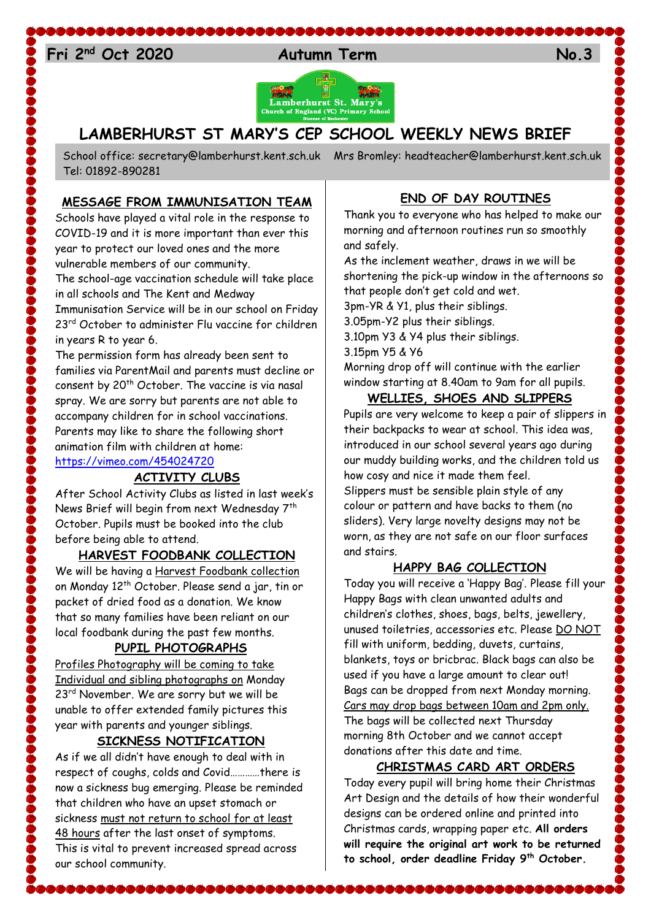Fri 2nd Oct 2020 — Autumn Term — No.3

# LAMBERHURST ST MARY'S CEP SCHOOL WEEKLY NEWS BRIEF

School office: secretary@lamberhurst.kent.sch.uk Mrs Bromley: headteacher@lamberhurst.kent.sch.uk Tel: 01892-890281

## MESSAGE FROM IMMUNISATION TEAM

Schools have played a vital role in the response to COVID-19 and it is more important than ever this year to protect our loved ones and the more vulnerable members of our community.

The school-age vaccination schedule will take place in all schools and The Kent and Medway Immunisation Service will be in our school on Friday 23rd October to administer Flu vaccine for children in years R to year 6.

The permission form has already been sent to families via ParentMail and parents must decline or consent by 20th October. The vaccine is via nasal spray. We are sorry but parents are not able to accompany children for in school vaccinations. Parents may like to share the following short animation film with children at home:
https://vimeo.com/454024720

## ACTIVITY CLUBS

After School Activity Clubs as listed in last week's News Brief will begin from next Wednesday 7th October. Pupils must be booked into the club before being able to attend.

## HARVEST FOODBANK COLLECTION

We will be having a Harvest Foodbank collection on Monday 12th October. Please send a jar, tin or packet of dried food as a donation. We know that so many families have been reliant on our local foodbank during the past few months.

## PUPIL PHOTOGRAPHS

Profiles Photography will be coming to take Individual and sibling photographs on Monday 23rd November. We are sorry but we will be unable to offer extended family pictures this year with parents and younger siblings.

## SICKNESS NOTIFICATION

As if we all didn't have enough to deal with in respect of coughs, colds and Covid…………there is now a sickness bug emerging. Please be reminded that children who have an upset stomach or sickness must not return to school for at least 48 hours after the last onset of symptoms. This is vital to prevent increased spread across our school community.

## END OF DAY ROUTINES

Thank you to everyone who has helped to make our morning and afternoon routines run so smoothly and safely.

As the inclement weather, draws in we will be shortening the pick-up window in the afternoons so that people don't get cold and wet.

3pm-YR & Y1, plus their siblings.
3.05pm-Y2 plus their siblings.
3.10pm Y3 & Y4 plus their siblings.
3.15pm Y5 & Y6

Morning drop off will continue with the earlier window starting at 8.40am to 9am for all pupils.

## WELLIES, SHOES AND SLIPPERS

Pupils are very welcome to keep a pair of slippers in their backpacks to wear at school. This idea was, introduced in our school several years ago during our muddy building works, and the children told us how cosy and nice it made them feel.

Slippers must be sensible plain style of any colour or pattern and have backs to them (no sliders). Very large novelty designs may not be worn, as they are not safe on our floor surfaces and stairs.

## HAPPY BAG COLLECTION

Today you will receive a 'Happy Bag'. Please fill your Happy Bags with clean unwanted adults and children's clothes, shoes, bags, belts, jewellery, unused toiletries, accessories etc. Please DO NOT fill with uniform, bedding, duvets, curtains, blankets, toys or bricbrac. Black bags can also be used if you have a large amount to clear out! Bags can be dropped from next Monday morning. Cars may drop bags between 10am and 2pm only. The bags will be collected next Thursday morning 8th October and we cannot accept donations after this date and time.

## CHRISTMAS CARD ART ORDERS

Today every pupil will bring home their Christmas Art Design and the details of how their wonderful designs can be ordered online and printed into Christmas cards, wrapping paper etc. **All orders will require the original art work to be returned to school, order deadline Friday 9th October.**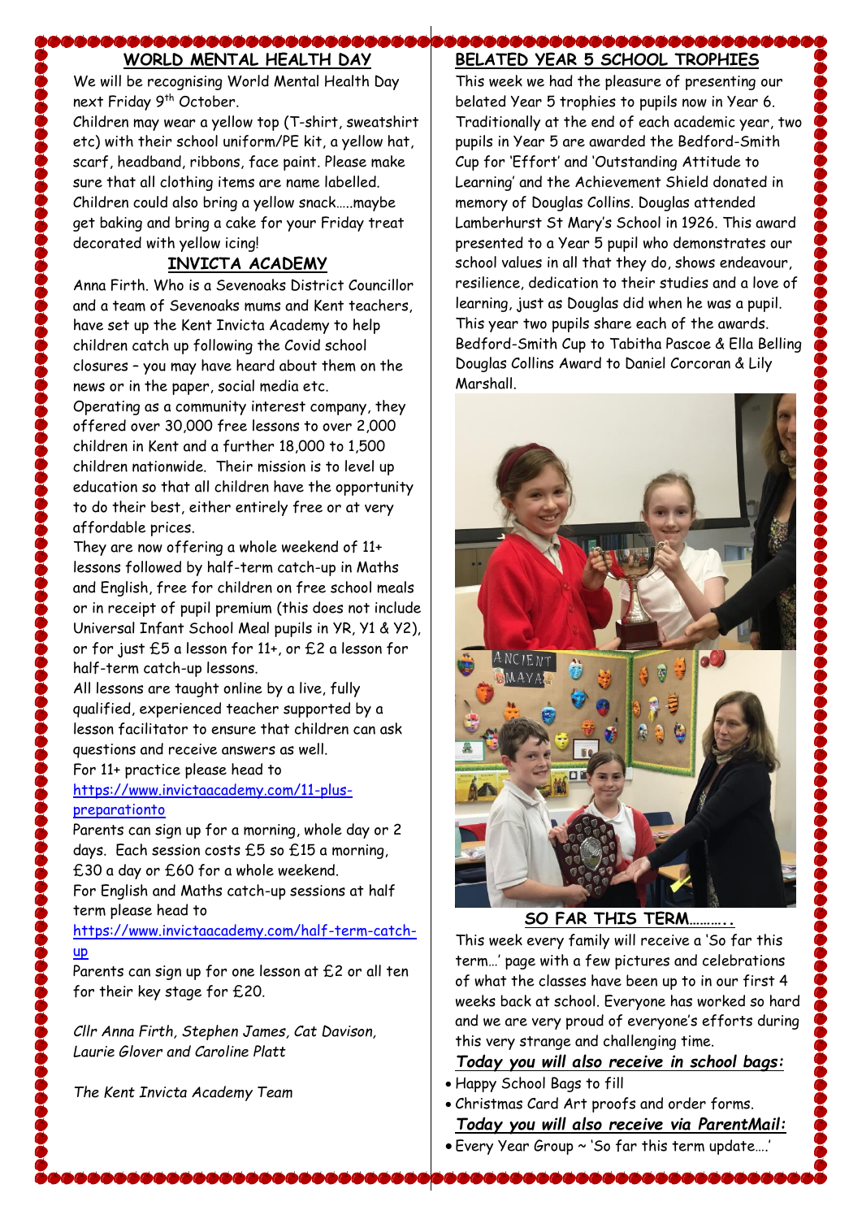## WORLD MENTAL HEALTH DAY

We will be recognising World Mental Health Day next Friday 9th October.

Children may wear a yellow top (T-shirt, sweatshirt etc) with their school uniform/PE kit, a yellow hat, scarf, headband, ribbons, face paint. Please make sure that all clothing items are name labelled. Children could also bring a yellow snack…..maybe get baking and bring a cake for your Friday treat decorated with yellow icing!

## INVICTA ACADEMY

Anna Firth. Who is a Sevenoaks District Councillor and a team of Sevenoaks mums and Kent teachers, have set up the Kent Invicta Academy to help children catch up following the Covid school closures – you may have heard about them on the news or in the paper, social media etc.

Operating as a community interest company, they offered over 30,000 free lessons to over 2,000 children in Kent and a further 18,000 to 1,500 children nationwide. Their mission is to level up education so that all children have the opportunity to do their best, either entirely free or at very affordable prices.

They are now offering a whole weekend of 11+ lessons followed by half-term catch-up in Maths and English, free for children on free school meals or in receipt of pupil premium (this does not include Universal Infant School Meal pupils in YR, Y1 & Y2), or for just £5 a lesson for 11+, or £2 a lesson for half-term catch-up lessons.

All lessons are taught online by a live, fully qualified, experienced teacher supported by a lesson facilitator to ensure that children can ask questions and receive answers as well.

For 11+ practice please head to [https://www.invictaacademy.com/11-plus-preparationto](https://www.invictaacademy.com/11-plus-preparationto)

Parents can sign up for a morning, whole day or 2 days. Each session costs £5 so £15 a morning, £30 a day or £60 for a whole weekend.

For English and Maths catch-up sessions at half term please head to [https://www.invictaacademy.com/half-term-catch-up](https://www.invictaacademy.com/half-term-catch-up)

Parents can sign up for one lesson at £2 or all ten for their key stage for £20.

*Cllr Anna Firth, Stephen James, Cat Davison, Laurie Glover and Caroline Platt*

*The Kent Invicta Academy Team*

## BELATED YEAR 5 SCHOOL TROPHIES

This week we had the pleasure of presenting our belated Year 5 trophies to pupils now in Year 6. Traditionally at the end of each academic year, two pupils in Year 5 are awarded the Bedford-Smith Cup for 'Effort' and 'Outstanding Attitude to Learning' and the Achievement Shield donated in memory of Douglas Collins. Douglas attended Lamberhurst St Mary's School in 1926. This award presented to a Year 5 pupil who demonstrates our school values in all that they do, shows endeavour, resilience, dedication to their studies and a love of learning, just as Douglas did when he was a pupil. This year two pupils share each of the awards.

Bedford-Smith Cup to Tabitha Pascoe & Ella Belling

Douglas Collins Award to Daniel Corcoran & Lily Marshall.

## SO FAR THIS TERM……..

This week every family will receive a 'So far this term…' page with a few pictures and celebrations of what the classes have been up to in our first 4 weeks back at school. Everyone has worked so hard and we are very proud of everyone's efforts during this very strange and challenging time.

***Today you will also receive in school bags:***

- Happy School Bags to fill
- Christmas Card Art proofs and order forms.

***Today you will also receive via ParentMail:***

- Every Year Group ~ 'So far this term update….'